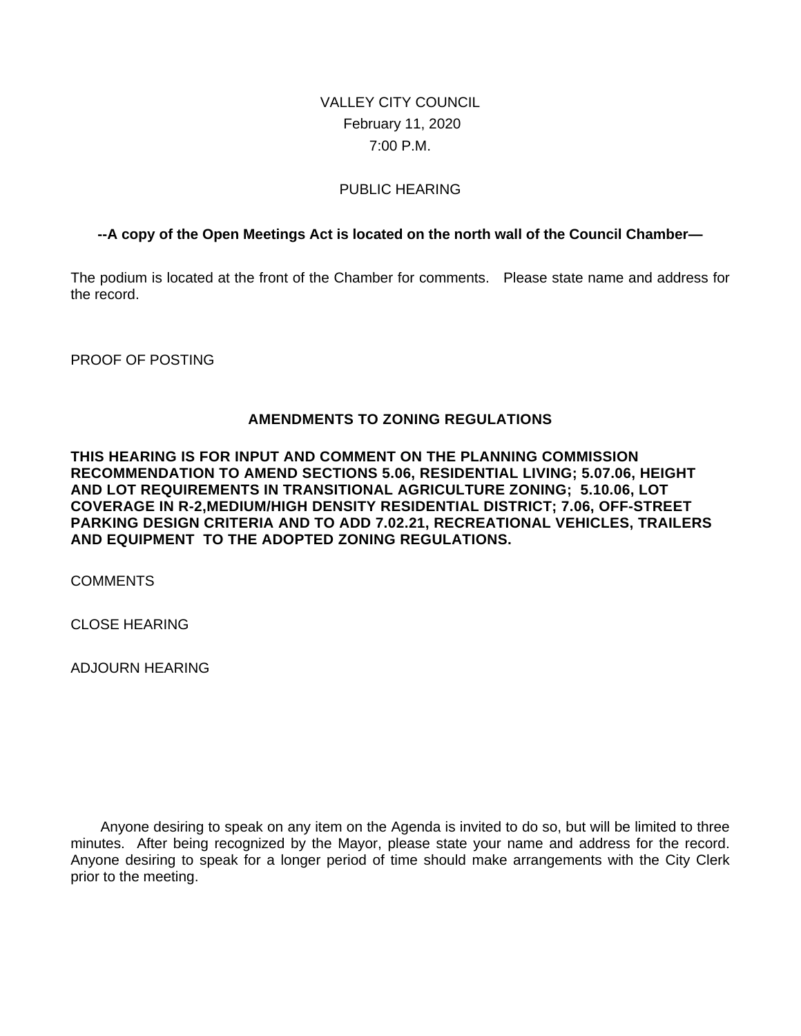VALLEY CITY COUNCIL
February 11, 2020
7:00 P.M.

PUBLIC HEARING

**--A copy of the Open Meetings Act is located on the north wall of the Council Chamber—**

The podium is located at the front of the Chamber for comments. Please state name and address for the record.

PROOF OF POSTING

**AMENDMENTS TO ZONING REGULATIONS**

**THIS HEARING IS FOR INPUT AND COMMENT ON THE PLANNING COMMISSION RECOMMENDATION TO AMEND SECTIONS 5.06, RESIDENTIAL LIVING; 5.07.06, HEIGHT AND LOT REQUIREMENTS IN TRANSITIONAL AGRICULTURE ZONING; 5.10.06, LOT COVERAGE IN R-2,MEDIUM/HIGH DENSITY RESIDENTIAL DISTRICT; 7.06, OFF-STREET PARKING DESIGN CRITERIA AND TO ADD 7.02.21, RECREATIONAL VEHICLES, TRAILERS AND EQUIPMENT TO THE ADOPTED ZONING REGULATIONS.**

COMMENTS

CLOSE HEARING

ADJOURN HEARING

Anyone desiring to speak on any item on the Agenda is invited to do so, but will be limited to three minutes. After being recognized by the Mayor, please state your name and address for the record. Anyone desiring to speak for a longer period of time should make arrangements with the City Clerk prior to the meeting.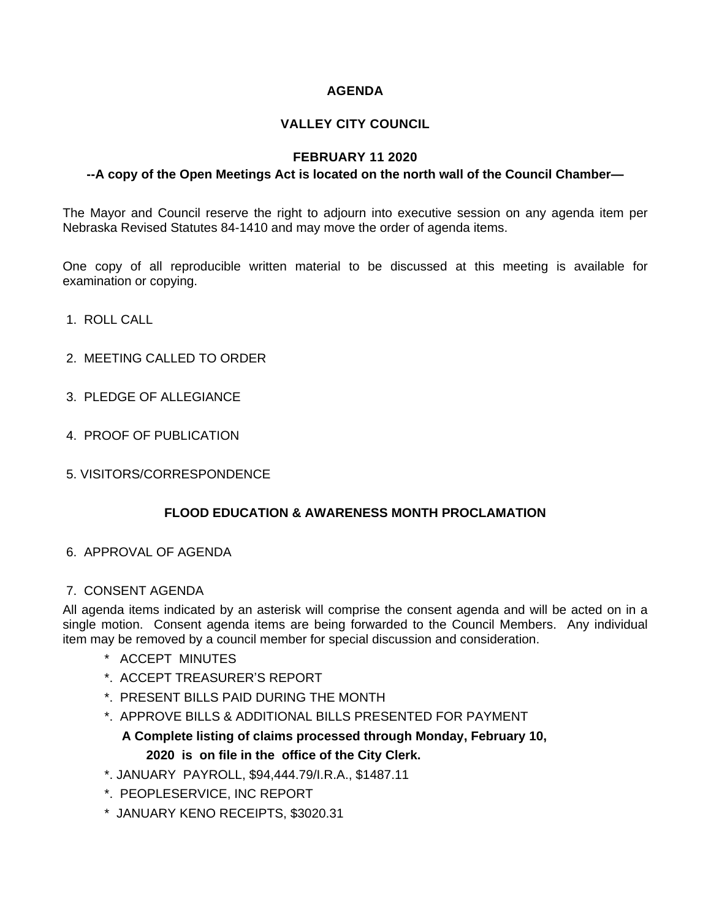**AGENDA**

**VALLEY CITY COUNCIL**

**FEBRUARY 11 2020**

**--A copy of the Open Meetings Act is located on the north wall of the Council Chamber—**

The Mayor and Council reserve the right to adjourn into executive session on any agenda item per Nebraska Revised Statutes 84-1410 and may move the order of agenda items.

One copy of all reproducible written material to be discussed at this meeting is available for examination or copying.

1. ROLL CALL

2. MEETING CALLED TO ORDER

3. PLEDGE OF ALLEGIANCE

4. PROOF OF PUBLICATION

5. VISITORS/CORRESPONDENCE

**FLOOD EDUCATION & AWARENESS MONTH PROCLAMATION**

6. APPROVAL OF AGENDA

7. CONSENT AGENDA

All agenda items indicated by an asterisk will comprise the consent agenda and will be acted on in a single motion. Consent agenda items are being forwarded to the Council Members. Any individual item may be removed by a council member for special discussion and consideration.

- \* ACCEPT MINUTES
- \*. ACCEPT TREASURER'S REPORT
- \*. PRESENT BILLS PAID DURING THE MONTH
- \*. APPROVE BILLS & ADDITIONAL BILLS PRESENTED FOR PAYMENT

  **A Complete listing of claims processed through Monday, February 10, 2020 is on file in the office of the City Clerk.**
- \*. JANUARY PAYROLL, $94,444.79/I.R.A., $1487.11
- \*. PEOPLESERVICE, INC REPORT
- \* JANUARY KENO RECEIPTS, $3020.31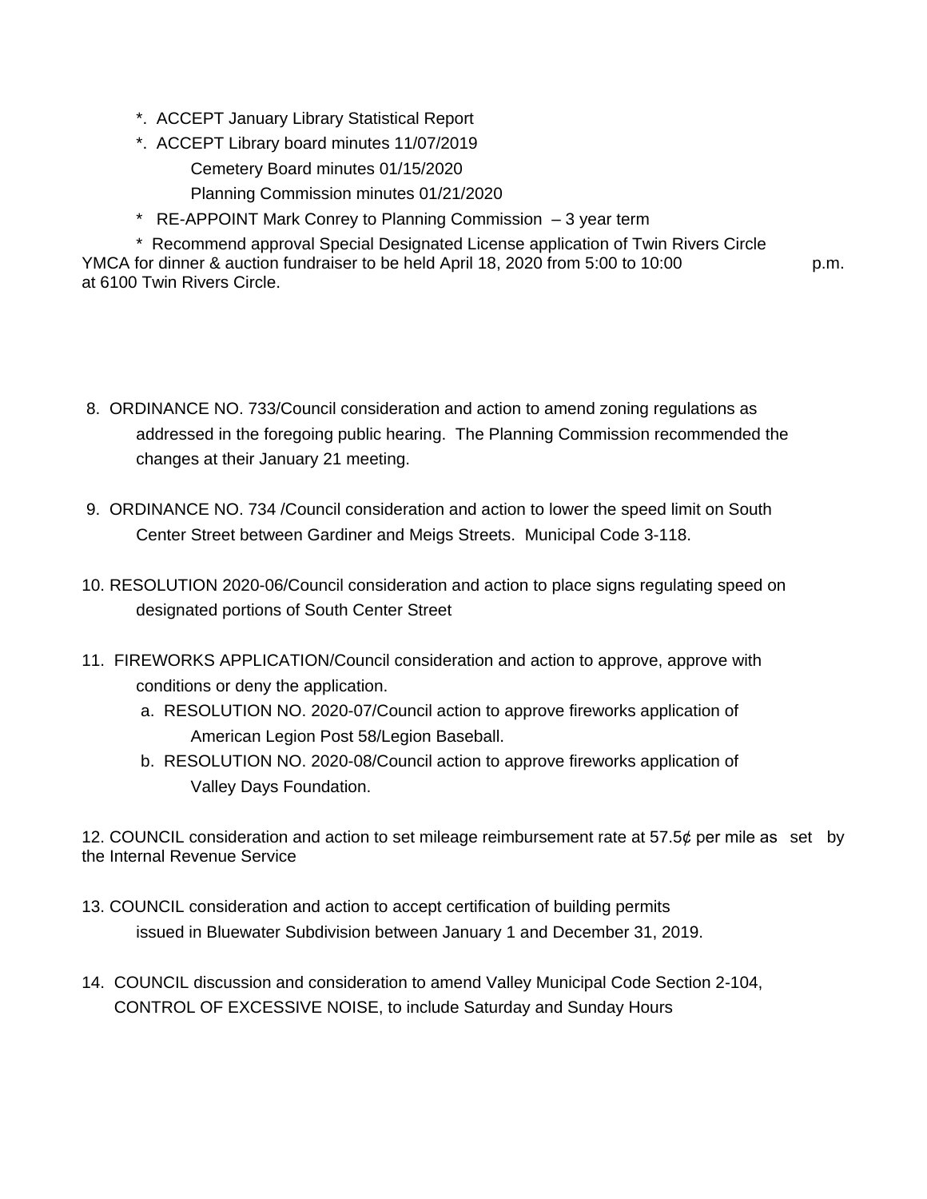*. ACCEPT January Library Statistical Report

*. ACCEPT Library board minutes 11/07/2019

Cemetery Board minutes 01/15/2020

Planning Commission minutes 01/21/2020

* RE-APPOINT Mark Conrey to Planning Commission – 3 year term

* Recommend approval Special Designated License application of Twin Rivers Circle YMCA for dinner & auction fundraiser to be held April 18, 2020 from 5:00 to 10:00 p.m. at 6100 Twin Rivers Circle.

8. ORDINANCE NO. 733/Council consideration and action to amend zoning regulations as addressed in the foregoing public hearing. The Planning Commission recommended the changes at their January 21 meeting.

9. ORDINANCE NO. 734 /Council consideration and action to lower the speed limit on South Center Street between Gardiner and Meigs Streets. Municipal Code 3-118.

10. RESOLUTION 2020-06/Council consideration and action to place signs regulating speed on designated portions of South Center Street

11. FIREWORKS APPLICATION/Council consideration and action to approve, approve with conditions or deny the application.
    a. RESOLUTION NO. 2020-07/Council action to approve fireworks application of American Legion Post 58/Legion Baseball.
    b. RESOLUTION NO. 2020-08/Council action to approve fireworks application of Valley Days Foundation.

12. COUNCIL consideration and action to set mileage reimbursement rate at 57.5¢ per mile as set by the Internal Revenue Service

13. COUNCIL consideration and action to accept certification of building permits issued in Bluewater Subdivision between January 1 and December 31, 2019.

14. COUNCIL discussion and consideration to amend Valley Municipal Code Section 2-104, CONTROL OF EXCESSIVE NOISE, to include Saturday and Sunday Hours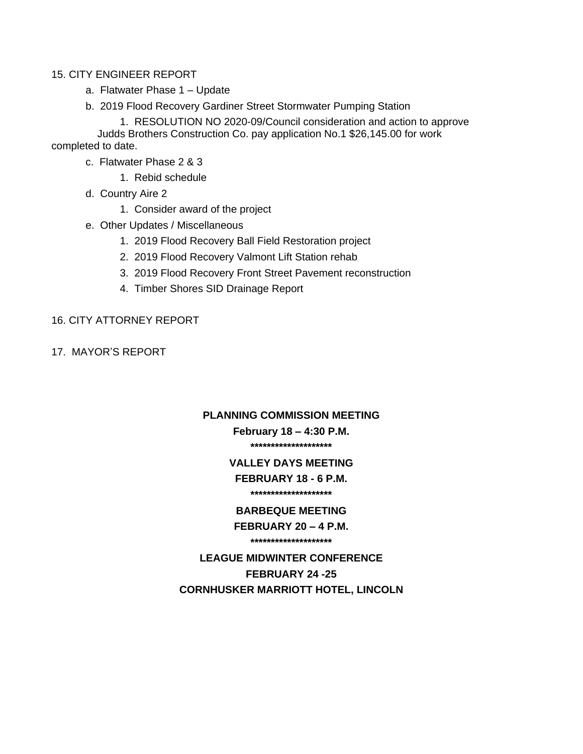15. CITY ENGINEER REPORT

a. Flatwater Phase 1 – Update

b. 2019 Flood Recovery Gardiner Street Stormwater Pumping Station

1. RESOLUTION NO 2020-09/Council consideration and action to approve Judds Brothers Construction Co. pay application No.1 $26,145.00 for work completed to date.

c. Flatwater Phase 2 & 3

1. Rebid schedule

d. Country Aire 2

1. Consider award of the project

e. Other Updates / Miscellaneous

1. 2019 Flood Recovery Ball Field Restoration project
2. 2019 Flood Recovery Valmont Lift Station rehab
3. 2019 Flood Recovery Front Street Pavement reconstruction
4. Timber Shores SID Drainage Report

16. CITY ATTORNEY REPORT

17. MAYOR'S REPORT

**PLANNING COMMISSION MEETING**

**February 18 – 4:30 P.M.**

**********************

**VALLEY DAYS MEETING**

**FEBRUARY 18 - 6 P.M.**

**********************

**BARBEQUE MEETING**

**FEBRUARY 20 – 4 P.M.**

**********************

**LEAGUE MIDWINTER CONFERENCE**

**FEBRUARY 24 -25**

**CORNHUSKER MARRIOTT HOTEL, LINCOLN**